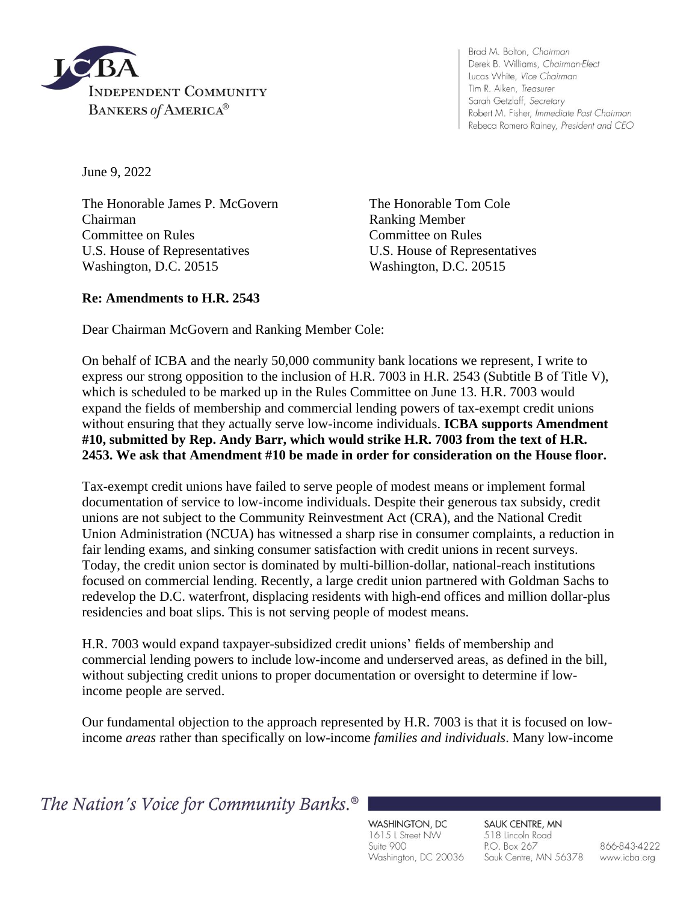**ICBA**
INDEPENDENT COMMUNITY BANKERS *of* AMERICA®

Brad M. Bolton, *Chairman*
Derek B. Williams, *Chairman-Elect*
Lucas White, *Vice Chairman*
Tim R. Aiken, *Treasurer*
Sarah Getzlaff, *Secretary*
Robert M. Fisher, *Immediate Past Chairman*
Rebeca Romero Rainey, *President and CEO*

June 9, 2022

The Honorable James P. McGovern
Chairman
Committee on Rules
U.S. House of Representatives
Washington, D.C. 20515

The Honorable Tom Cole
Ranking Member
Committee on Rules
U.S. House of Representatives
Washington, D.C. 20515

**Re: Amendments to H.R. 2543**

Dear Chairman McGovern and Ranking Member Cole:

On behalf of ICBA and the nearly 50,000 community bank locations we represent, I write to express our strong opposition to the inclusion of H.R. 7003 in H.R. 2543 (Subtitle B of Title V), which is scheduled to be marked up in the Rules Committee on June 13. H.R. 7003 would expand the fields of membership and commercial lending powers of tax-exempt credit unions without ensuring that they actually serve low-income individuals. **ICBA supports Amendment #10, submitted by Rep. Andy Barr, which would strike H.R. 7003 from the text of H.R. 2453. We ask that Amendment #10 be made in order for consideration on the House floor.**

Tax-exempt credit unions have failed to serve people of modest means or implement formal documentation of service to low-income individuals. Despite their generous tax subsidy, credit unions are not subject to the Community Reinvestment Act (CRA), and the National Credit Union Administration (NCUA) has witnessed a sharp rise in consumer complaints, a reduction in fair lending exams, and sinking consumer satisfaction with credit unions in recent surveys. Today, the credit union sector is dominated by multi-billion-dollar, national-reach institutions focused on commercial lending. Recently, a large credit union partnered with Goldman Sachs to redevelop the D.C. waterfront, displacing residents with high-end offices and million dollar-plus residencies and boat slips. This is not serving people of modest means.

H.R. 7003 would expand taxpayer-subsidized credit unions' fields of membership and commercial lending powers to include low-income and underserved areas, as defined in the bill, without subjecting credit unions to proper documentation or oversight to determine if low-income people are served.

Our fundamental objection to the approach represented by H.R. 7003 is that it is focused on low-income *areas* rather than specifically on low-income *families and individuals*. Many low-income

*The Nation's Voice for Community Banks.®*

WASHINGTON, DC
1615 L Street NW
Suite 900
Washington, DC 20036

SAUK CENTRE, MN
518 Lincoln Road
P.O. Box 267
Sauk Centre, MN 56378

866-843-4222
www.icba.org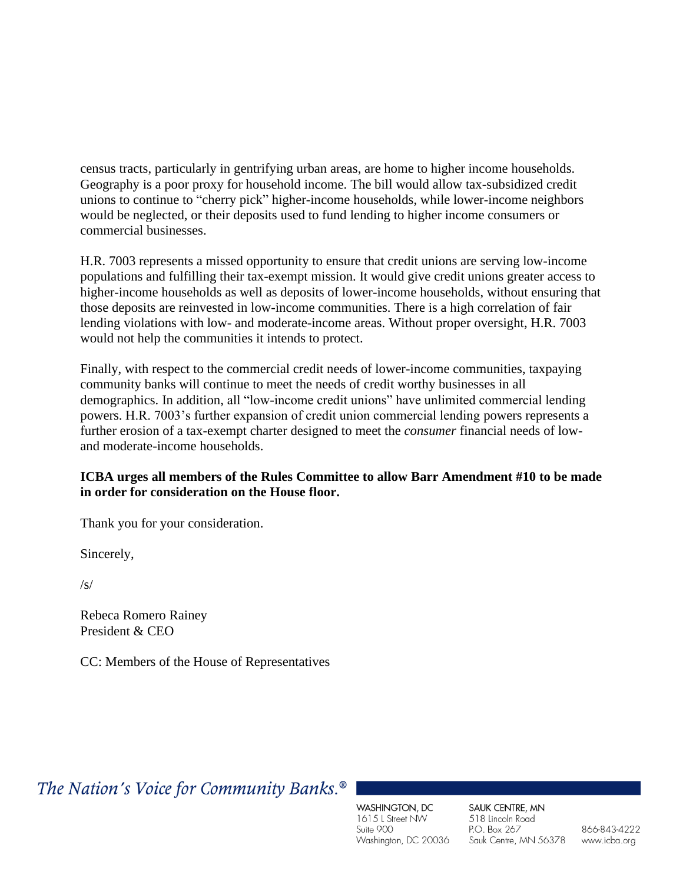census tracts, particularly in gentrifying urban areas, are home to higher income households. Geography is a poor proxy for household income. The bill would allow tax-subsidized credit unions to continue to "cherry pick" higher-income households, while lower-income neighbors would be neglected, or their deposits used to fund lending to higher income consumers or commercial businesses.

H.R. 7003 represents a missed opportunity to ensure that credit unions are serving low-income populations and fulfilling their tax-exempt mission. It would give credit unions greater access to higher-income households as well as deposits of lower-income households, without ensuring that those deposits are reinvested in low-income communities. There is a high correlation of fair lending violations with low- and moderate-income areas. Without proper oversight, H.R. 7003 would not help the communities it intends to protect.

Finally, with respect to the commercial credit needs of lower-income communities, taxpaying community banks will continue to meet the needs of credit worthy businesses in all demographics. In addition, all "low-income credit unions" have unlimited commercial lending powers. H.R. 7003's further expansion of credit union commercial lending powers represents a further erosion of a tax-exempt charter designed to meet the *consumer* financial needs of low- and moderate-income households.

**ICBA urges all members of the Rules Committee to allow Barr Amendment #10 to be made in order for consideration on the House floor.**

Thank you for your consideration.

Sincerely,

/s/

Rebeca Romero Rainey
President & CEO

CC: Members of the House of Representatives

*The Nation's Voice for Community Banks.®*

WASHINGTON, DC
1615 L Street NW
Suite 900
Washington, DC 20036

SAUK CENTRE, MN
518 Lincoln Road
P.O. Box 267
Sauk Centre, MN 56378

866-843-4222
www.icba.org